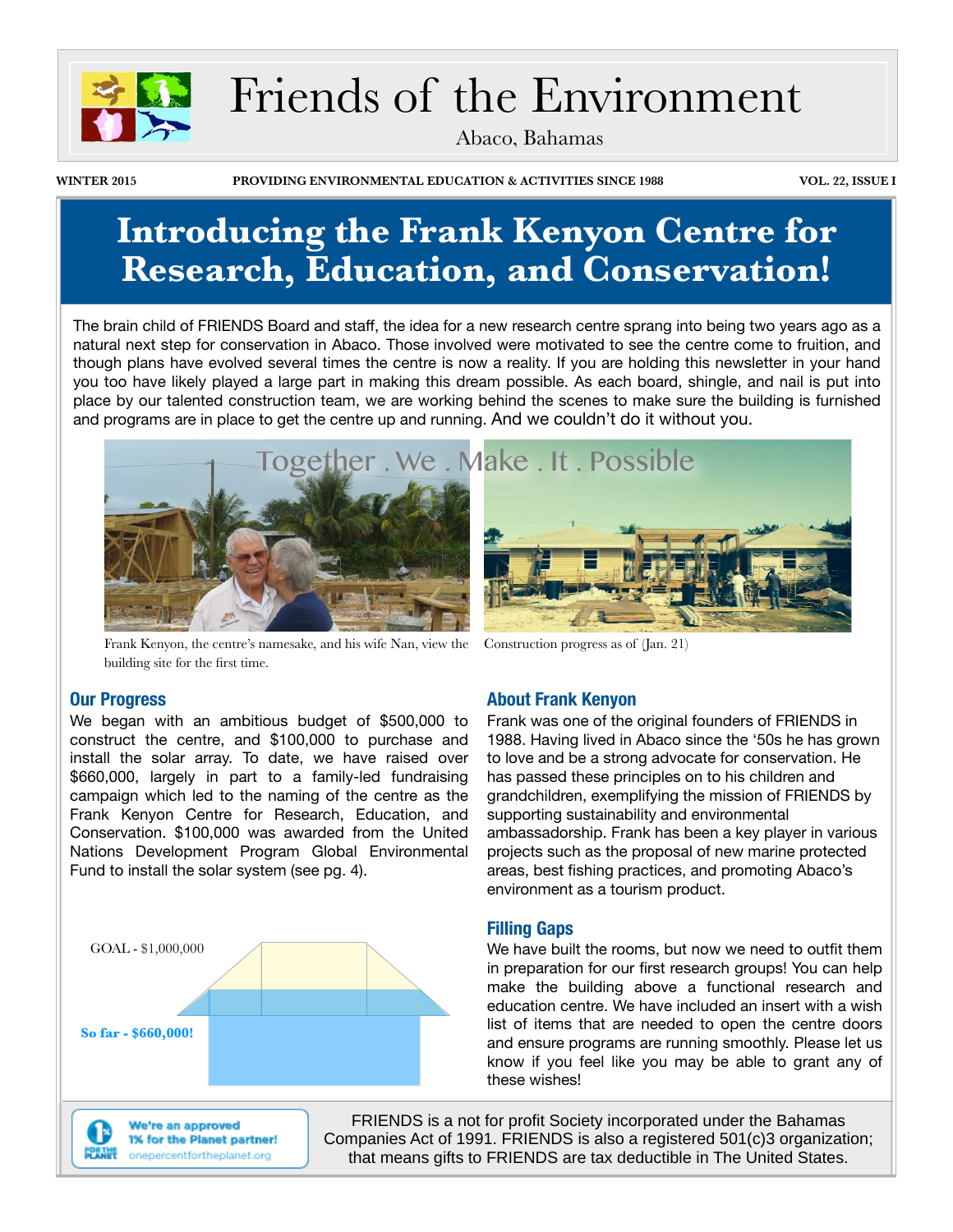# Friends of the Environment

Abaco, Bahamas

**WINTER 2015** | **PROVIDING ENVIRONMENTAL EDUCATION & ACTIVITIES SINCE 1988** | **VOL. 22, ISSUE I**

## Introducing the Frank Kenyon Centre for Research, Education, and Conservation!

The brain child of FRIENDS Board and staff, the idea for a new research centre sprang into being two years ago as a natural next step for conservation in Abaco. Those involved were motivated to see the centre come to fruition, and though plans have evolved several times the centre is now a reality. If you are holding this newsletter in your hand you too have likely played a large part in making this dream possible. As each board, shingle, and nail is put into place by our talented construction team, we are working behind the scenes to make sure the building is furnished and programs are in place to get the centre up and running. And we couldn't do it without you.

Together . We . Make . It . Possible

Frank Kenyon, the centre's namesake, and his wife Nan, view the building site for the first time.

Construction progress as of (Jan. 21)

### Our Progress

We began with an ambitious budget of $500,000 to construct the centre, and $100,000 to purchase and install the solar array. To date, we have raised over $660,000, largely in part to a family-led fundraising campaign which led to the naming of the centre as the Frank Kenyon Centre for Research, Education, and Conservation. $100,000 was awarded from the United Nations Development Program Global Environmental Fund to install the solar system (see pg. 4).

GOAL - $1,000,000

**So far - $660,000!**

### About Frank Kenyon

Frank was one of the original founders of FRIENDS in 1988. Having lived in Abaco since the '50s he has grown to love and be a strong advocate for conservation. He has passed these principles on to his children and grandchildren, exemplifying the mission of FRIENDS by supporting sustainability and environmental ambassadorship. Frank has been a key player in various projects such as the proposal of new marine protected areas, best fishing practices, and promoting Abaco's environment as a tourism product.

### Filling Gaps

We have built the rooms, but now we need to outfit them in preparation for our first research groups! You can help make the building above a functional research and education centre. We have included an insert with a wish list of items that are needed to open the centre doors and ensure programs are running smoothly. Please let us know if you feel like you may be able to grant any of these wishes!

**We're an approved 1% for the Planet partner!** onepercentfortheplanet.org

FRIENDS is a not for profit Society incorporated under the Bahamas Companies Act of 1991. FRIENDS is also a registered 501(c)3 organization; that means gifts to FRIENDS are tax deductible in The United States.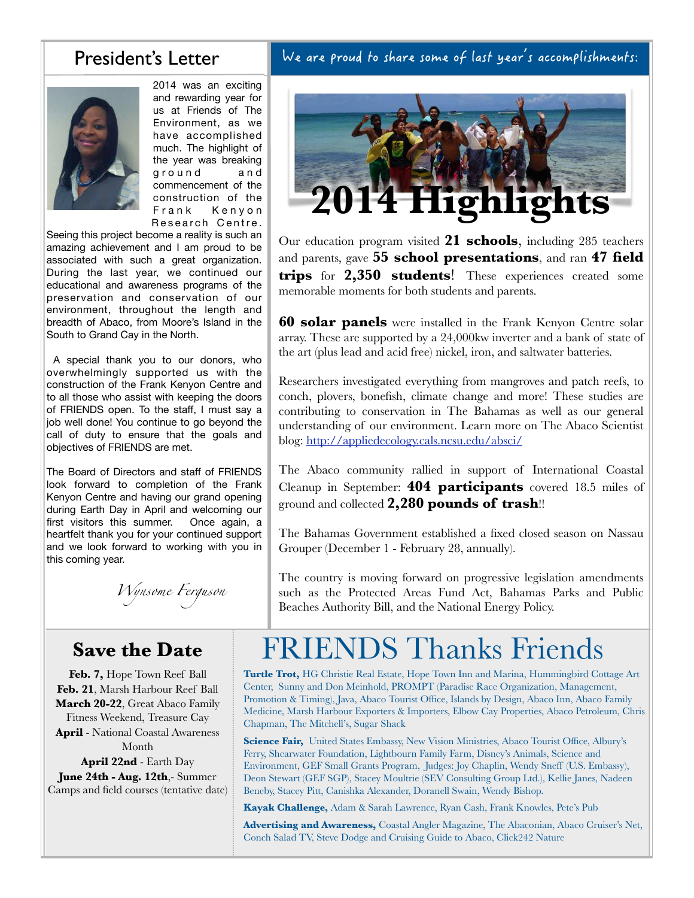## President's Letter

2014 was an exciting and rewarding year for us at Friends of The Environment, as we have accomplished much. The highlight of the year was breaking ground and commencement of the construction of the Frank Kenyon Research Centre. Seeing this project become a reality is such an amazing achievement and I am proud to be associated with such a great organization. During the last year, we continued our educational and awareness programs of the preservation and conservation of our environment, throughout the length and breadth of Abaco, from Moore's Island in the South to Grand Cay in the North.

A special thank you to our donors, who overwhelmingly supported us with the construction of the Frank Kenyon Centre and to all those who assist with keeping the doors of FRIENDS open. To the staff, I must say a job well done! You continue to go beyond the call of duty to ensure that the goals and objectives of FRIENDS are met.

The Board of Directors and staff of FRIENDS look forward to completion of the Frank Kenyon Centre and having our grand opening during Earth Day in April and welcoming our first visitors this summer. Once again, a heartfelt thank you for your continued support and we look forward to working with you in this coming year.

*Wynsome Ferguson*

## We are proud to share some of last year's accomplishments:

# 2014 Highlights

Our education program visited **21 schools**, including 285 teachers and parents, gave **55 school presentations**, and ran **47 field trips** for **2,350 students**! These experiences created some memorable moments for both students and parents.

**60 solar panels** were installed in the Frank Kenyon Centre solar array. These are supported by a 24,000kw inverter and a bank of state of the art (plus lead and acid free) nickel, iron, and saltwater batteries.

Researchers investigated everything from mangroves and patch reefs, to conch, plovers, bonefish, climate change and more! These studies are contributing to conservation in The Bahamas as well as our general understanding of our environment. Learn more on The Abaco Scientist blog: http://appliedecology.cals.ncsu.edu/absci/

The Abaco community rallied in support of International Coastal Cleanup in September: **404 participants** covered 18.5 miles of ground and collected **2,280 pounds of trash**!!

The Bahamas Government established a fixed closed season on Nassau Grouper (December 1 - February 28, annually).

The country is moving forward on progressive legislation amendments such as the Protected Areas Fund Act, Bahamas Parks and Public Beaches Authority Bill, and the National Energy Policy.

## Save the Date

**Feb. 7,** Hope Town Reef Ball
**Feb. 21**, Marsh Harbour Reef Ball
**March 20-22**, Great Abaco Family Fitness Weekend, Treasure Cay
**April** - National Coastal Awareness Month
**April 22nd** - Earth Day
**June 24th - Aug. 12th**,- Summer Camps and field courses (tentative date)

# FRIENDS Thanks Friends

**Turtle Trot,** HG Christie Real Estate, Hope Town Inn and Marina, Hummingbird Cottage Art Center, Sunny and Don Meinhold, PROMPT (Paradise Race Organization, Management, Promotion & Timing), Java, Abaco Tourist Office, Islands by Design, Abaco Inn, Abaco Family Medicine, Marsh Harbour Exporters & Importers, Elbow Cay Properties, Abaco Petroleum, Chris Chapman, The Mitchell's, Sugar Shack

**Science Fair,** United States Embassy, New Vision Ministries, Abaco Tourist Office, Albury's Ferry, Shearwater Foundation, Lightbourn Family Farm, Disney's Animals, Science and Environment, GEF Small Grants Program, Judges: Joy Chaplin, Wendy Sneff (U.S. Embassy), Deon Stewart (GEF SGP), Stacey Moultrie (SEV Consulting Group Ltd.), Kellie Janes, Nadeen Beneby, Stacey Pitt, Canishka Alexander, Doranell Swain, Wendy Bishop.

**Kayak Challenge,** Adam & Sarah Lawrence, Ryan Cash, Frank Knowles, Pete's Pub

**Advertising and Awareness,** Coastal Angler Magazine, The Abaconian, Abaco Cruiser's Net, Conch Salad TV, Steve Dodge and Cruising Guide to Abaco, Click242 Nature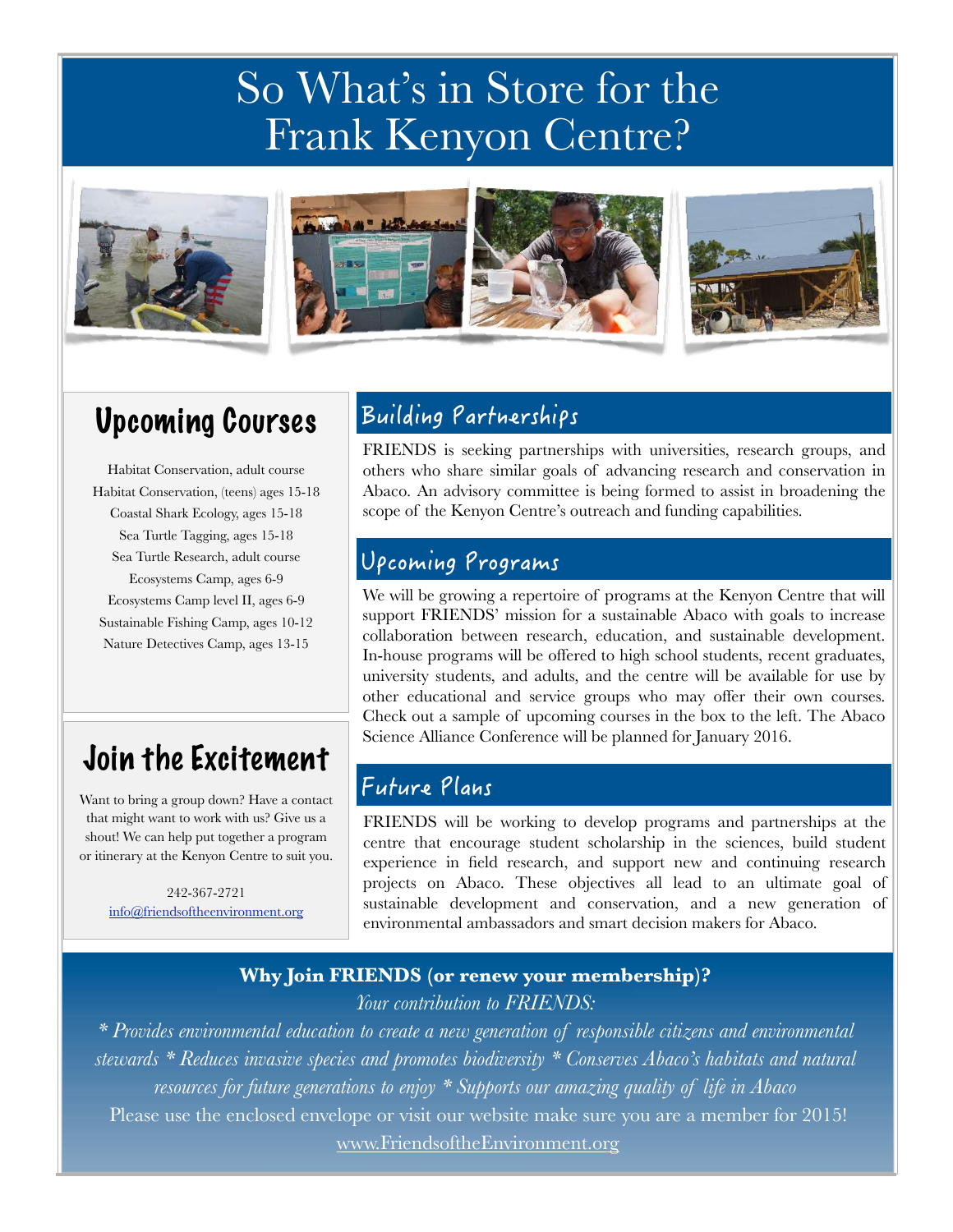# So What's in Store for the Frank Kenyon Centre?

## Upcoming Courses

Habitat Conservation, adult course
Habitat Conservation, (teens) ages 15-18
Coastal Shark Ecology, ages 15-18
Sea Turtle Tagging, ages 15-18
Sea Turtle Research, adult course
Ecosystems Camp, ages 6-9
Ecosystems Camp level II, ages 6-9
Sustainable Fishing Camp, ages 10-12
Nature Detectives Camp, ages 13-15

## Join the Excitement

Want to bring a group down? Have a contact that might want to work with us? Give us a shout! We can help put together a program or itinerary at the Kenyon Centre to suit you.

242-367-2721
info@friendsoftheenvironment.org

## Building Partnerships

FRIENDS is seeking partnerships with universities, research groups, and others who share similar goals of advancing research and conservation in Abaco. An advisory committee is being formed to assist in broadening the scope of the Kenyon Centre's outreach and funding capabilities.

## Upcoming Programs

We will be growing a repertoire of programs at the Kenyon Centre that will support FRIENDS' mission for a sustainable Abaco with goals to increase collaboration between research, education, and sustainable development. In-house programs will be offered to high school students, recent graduates, university students, and adults, and the centre will be available for use by other educational and service groups who may offer their own courses. Check out a sample of upcoming courses in the box to the left. The Abaco Science Alliance Conference will be planned for January 2016.

## Future Plans

FRIENDS will be working to develop programs and partnerships at the centre that encourage student scholarship in the sciences, build student experience in field research, and support new and continuing research projects on Abaco. These objectives all lead to an ultimate goal of sustainable development and conservation, and a new generation of environmental ambassadors and smart decision makers for Abaco.

**Why Join FRIENDS (or renew your membership)?**

*Your contribution to FRIENDS:*

*\* Provides environmental education to create a new generation of responsible citizens and environmental stewards \* Reduces invasive species and promotes biodiversity \* Conserves Abaco's habitats and natural resources for future generations to enjoy \* Supports our amazing quality of life in Abaco*

Please use the enclosed envelope or visit our website make sure you are a member for 2015!

www.FriendsoftheEnvironment.org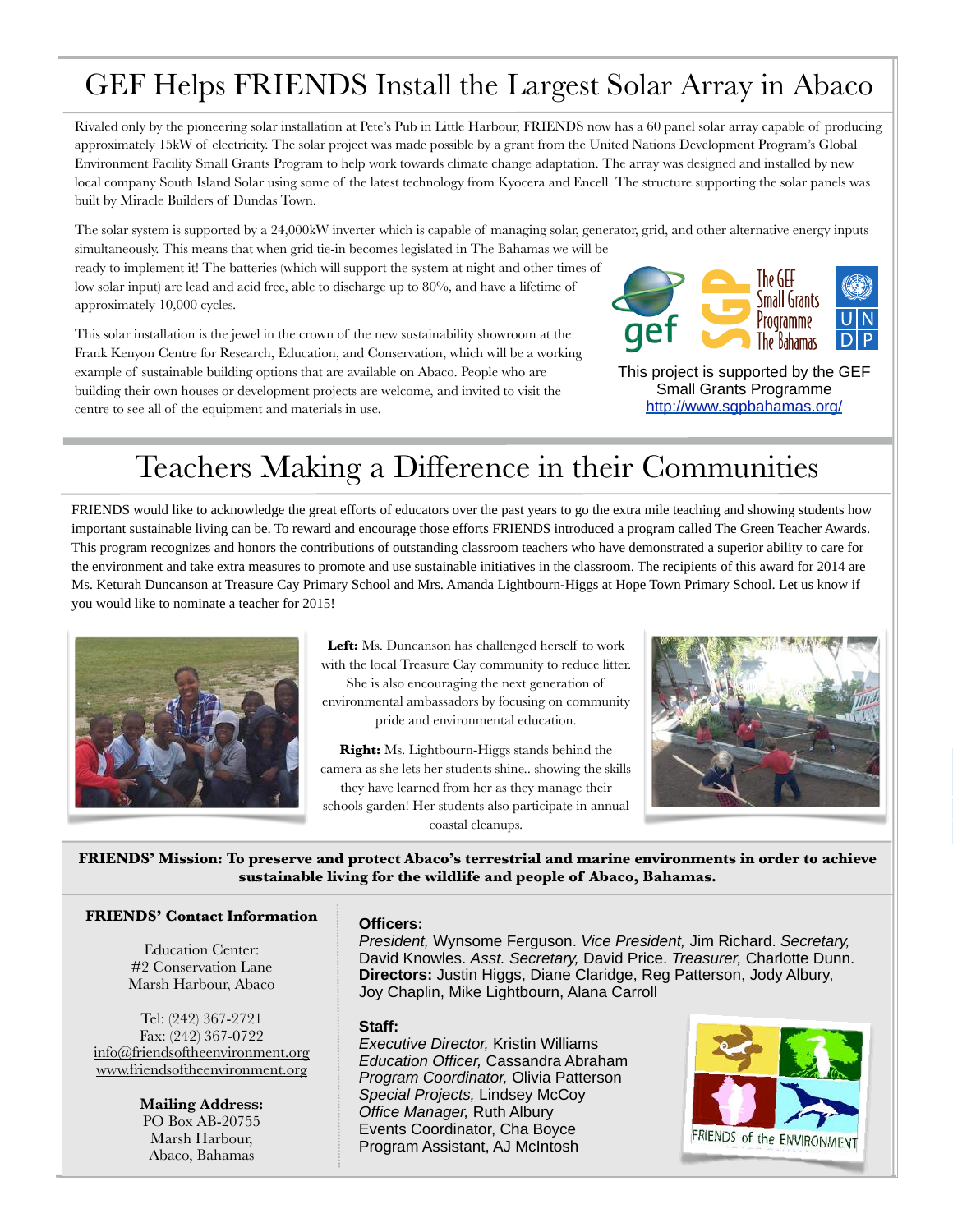# GEF Helps FRIENDS Install the Largest Solar Array in Abaco

Rivaled only by the pioneering solar installation at Pete's Pub in Little Harbour, FRIENDS now has a 60 panel solar array capable of producing approximately 15kW of electricity. The solar project was made possible by a grant from the United Nations Development Program's Global Environment Facility Small Grants Program to help work towards climate change adaptation. The array was designed and installed by new local company South Island Solar using some of the latest technology from Kyocera and Encell. The structure supporting the solar panels was built by Miracle Builders of Dundas Town.

The solar system is supported by a 24,000kW inverter which is capable of managing solar, generator, grid, and other alternative energy inputs simultaneously. This means that when grid tie-in becomes legislated in The Bahamas we will be ready to implement it! The batteries (which will support the system at night and other times of low solar input) are lead and acid free, able to discharge up to 80%, and have a lifetime of approximately 10,000 cycles.

This solar installation is the jewel in the crown of the new sustainability showroom at the Frank Kenyon Centre for Research, Education, and Conservation, which will be a working example of sustainable building options that are available on Abaco. People who are building their own houses or development projects are welcome, and invited to visit the centre to see all of the equipment and materials in use.

gef | SGP The GEF Small Grants Programme The Bahamas | UNDP

This project is supported by the GEF Small Grants Programme
http://www.sgpbahamas.org/

# Teachers Making a Difference in their Communities

FRIENDS would like to acknowledge the great efforts of educators over the past years to go the extra mile teaching and showing students how important sustainable living can be. To reward and encourage those efforts FRIENDS introduced a program called The Green Teacher Awards. This program recognizes and honors the contributions of outstanding classroom teachers who have demonstrated a superior ability to care for the environment and take extra measures to promote and use sustainable initiatives in the classroom. The recipients of this award for 2014 are Ms. Keturah Duncanson at Treasure Cay Primary School and Mrs. Amanda Lightbourn-Higgs at Hope Town Primary School. Let us know if you would like to nominate a teacher for 2015!

**Left:** Ms. Duncanson has challenged herself to work with the local Treasure Cay community to reduce litter. She is also encouraging the next generation of environmental ambassadors by focusing on community pride and environmental education.

**Right:** Ms. Lightbourn-Higgs stands behind the camera as she lets her students shine.. showing the skills they have learned from her as they manage their schools garden! Her students also participate in annual coastal cleanups.

**FRIENDS' Mission: To preserve and protect Abaco's terrestrial and marine environments in order to achieve sustainable living for the wildlife and people of Abaco, Bahamas.**

**FRIENDS' Contact Information**

Education Center:
#2 Conservation Lane
Marsh Harbour, Abaco

Tel: (242) 367-2721
Fax: (242) 367-0722
info@friendsoftheenvironment.org
www.friendsoftheenvironment.org

**Mailing Address:**
PO Box AB-20755
Marsh Harbour,
Abaco, Bahamas

**Officers:**
*President,* Wynsome Ferguson. *Vice President,* Jim Richard. *Secretary,* David Knowles. *Asst. Secretary,* David Price. *Treasurer,* Charlotte Dunn.
**Directors:** Justin Higgs, Diane Claridge, Reg Patterson, Jody Albury, Joy Chaplin, Mike Lightbourn, Alana Carroll

**Staff:**
*Executive Director,* Kristin Williams
*Education Officer,* Cassandra Abraham
*Program Coordinator,* Olivia Patterson
*Special Projects,* Lindsey McCoy
*Office Manager,* Ruth Albury
Events Coordinator, Cha Boyce
Program Assistant, AJ McIntosh

FRIENDS of the ENVIRONMENT